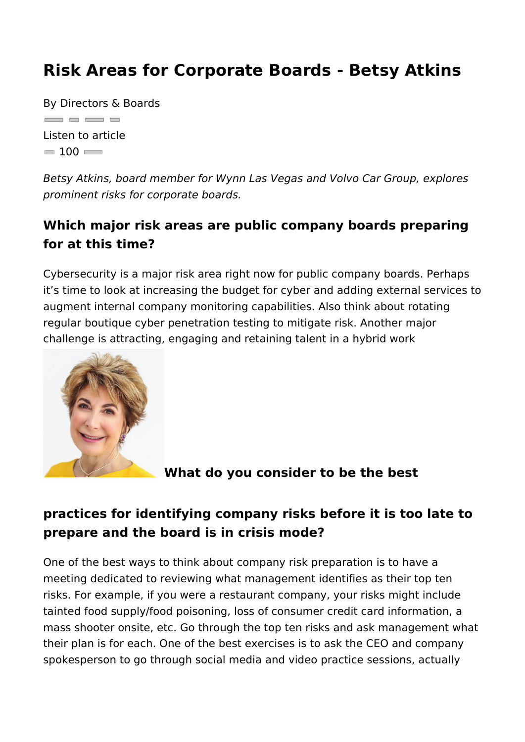# Risk Areas for Corporate Boards - Betsy Atkins

By Directors & Boards

Listen to article

100

*Betsy Atkins, board member for Wynn Las Vegas and Volvo Car Group, explores prominent risks for corporate boards.*

### Which major risk areas are public company boards preparing for at this time?

Cybersecurity is a major risk area right now for public company boards. Perhaps it's time to look at increasing the budget for cyber and adding external services to augment internal company monitoring capabilities. Also think about rotating regular boutique cyber penetration testing to mitigate risk. Another major challenge is attracting, engaging and retaining talent in a hybrid work

### What do you consider to be the best practices for identifying company risks before it is too late to prepare and the board is in crisis mode?

One of the best ways to think about company risk preparation is to have a meeting dedicated to reviewing what management identifies as their top ten risks. For example, if you were a restaurant company, your risks might include tainted food supply/food poisoning, loss of consumer credit card information, a mass shooter onsite, etc. Go through the top ten risks and ask management what their plan is for each. One of the best exercises is to ask the CEO and company spokesperson to go through social media and video practice sessions, actually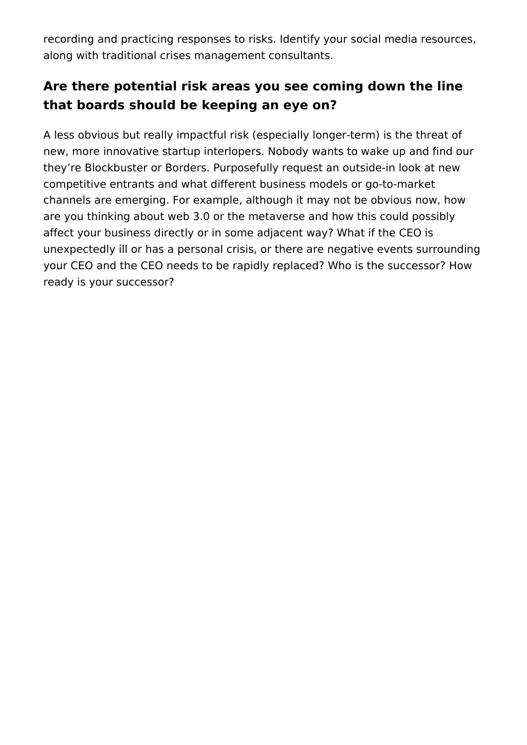recording and practicing responses to risks. Identify your social media resources, along with traditional crises management consultants.

## Are there potential risk areas you see coming down the line that boards should be keeping an eye on?

A less obvious but really impactful risk (especially longer-term) is the threat of new, more innovative startup interlopers. Nobody wants to wake up and find our they're Blockbuster or Borders. Purposefully request an outside-in look at new competitive entrants and what different business models or go-to-market channels are emerging. For example, although it may not be obvious now, how are you thinking about web 3.0 or the metaverse and how this could possibly affect your business directly or in some adjacent way? What if the CEO is unexpectedly ill or has a personal crisis, or there are negative events surrounding your CEO and the CEO needs to be rapidly replaced? Who is the successor? How ready is your successor?